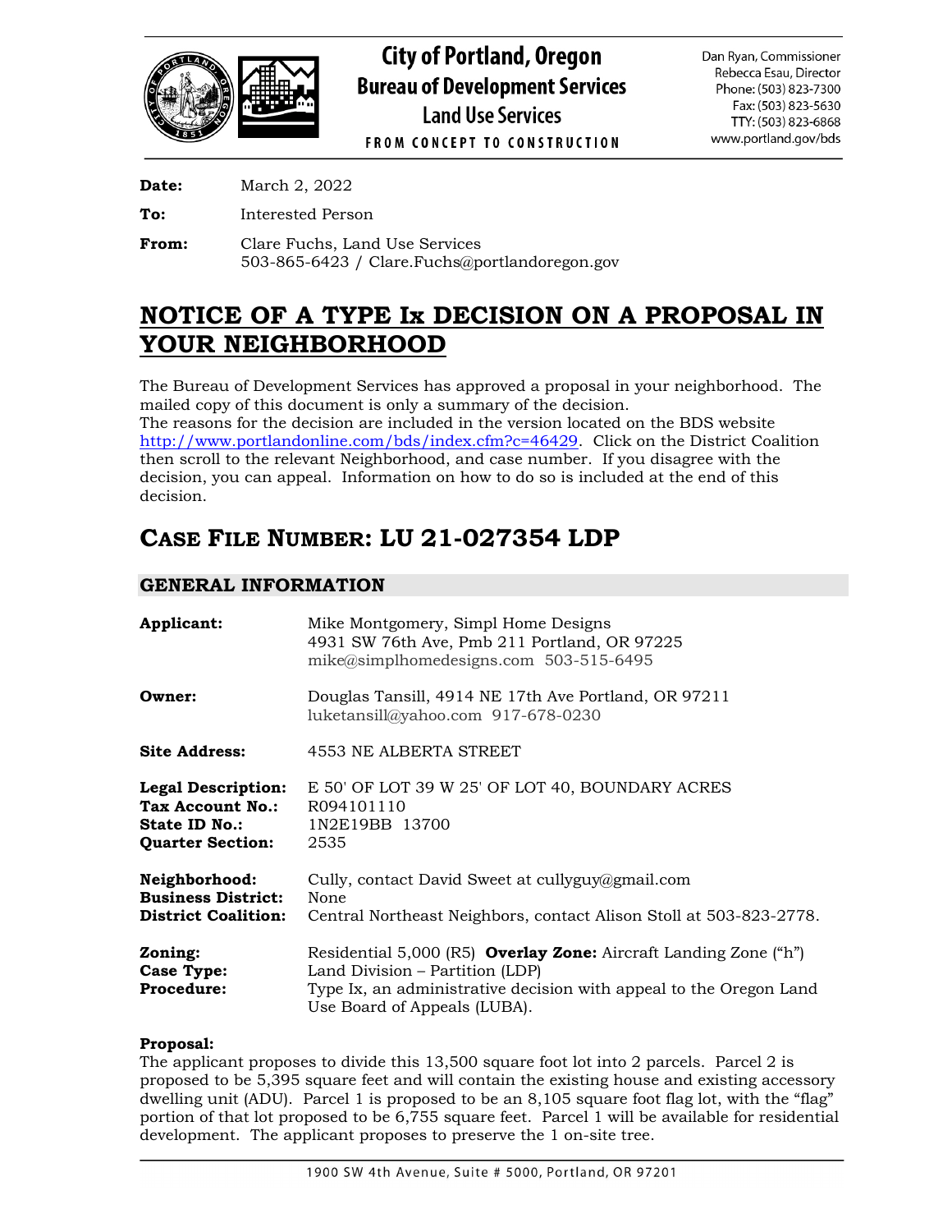# City of Portland, Oregon
## Bureau of Development Services
### Land Use Services
FROM CONCEPT TO CONSTRUCTION

Dan Ryan, Commissioner
Rebecca Esau, Director
Phone: (503) 823-7300
Fax: (503) 823-5630
TTY: (503) 823-6868
www.portland.gov/bds

**Date:** March 2, 2022

**To:** Interested Person

**From:** Clare Fuchs, Land Use Services
503-865-6423 / Clare.Fuchs@portlandoregon.gov

# NOTICE OF A TYPE Ix DECISION ON A PROPOSAL IN YOUR NEIGHBORHOOD

The Bureau of Development Services has approved a proposal in your neighborhood. The mailed copy of this document is only a summary of the decision.
The reasons for the decision are included in the version located on the BDS website http://www.portlandonline.com/bds/index.cfm?c=46429. Click on the District Coalition then scroll to the relevant Neighborhood, and case number. If you disagree with the decision, you can appeal. Information on how to do so is included at the end of this decision.

## CASE FILE NUMBER: LU 21-027354 LDP

### GENERAL INFORMATION

**Applicant:** Mike Montgomery, Simpl Home Designs
4931 SW 76th Ave, Pmb 211 Portland, OR 97225
mike@simplhomedesigns.com 503-515-6495

**Owner:** Douglas Tansill, 4914 NE 17th Ave Portland, OR 97211
luketansill@yahoo.com 917-678-0230

**Site Address:** 4553 NE ALBERTA STREET

**Legal Description:** E 50' OF LOT 39 W 25' OF LOT 40, BOUNDARY ACRES
**Tax Account No.:** R094101110
**State ID No.:** 1N2E19BB 13700
**Quarter Section:** 2535

**Neighborhood:** Cully, contact David Sweet at cullyguy@gmail.com
**Business District:** None
**District Coalition:** Central Northeast Neighbors, contact Alison Stoll at 503-823-2778.

**Zoning:** Residential 5,000 (R5) **Overlay Zone:** Aircraft Landing Zone ("h")
**Case Type:** Land Division – Partition (LDP)
**Procedure:** Type Ix, an administrative decision with appeal to the Oregon Land Use Board of Appeals (LUBA).

**Proposal:**
The applicant proposes to divide this 13,500 square foot lot into 2 parcels. Parcel 2 is proposed to be 5,395 square feet and will contain the existing house and existing accessory dwelling unit (ADU). Parcel 1 is proposed to be an 8,105 square foot flag lot, with the "flag" portion of that lot proposed to be 6,755 square feet. Parcel 1 will be available for residential development. The applicant proposes to preserve the 1 on-site tree.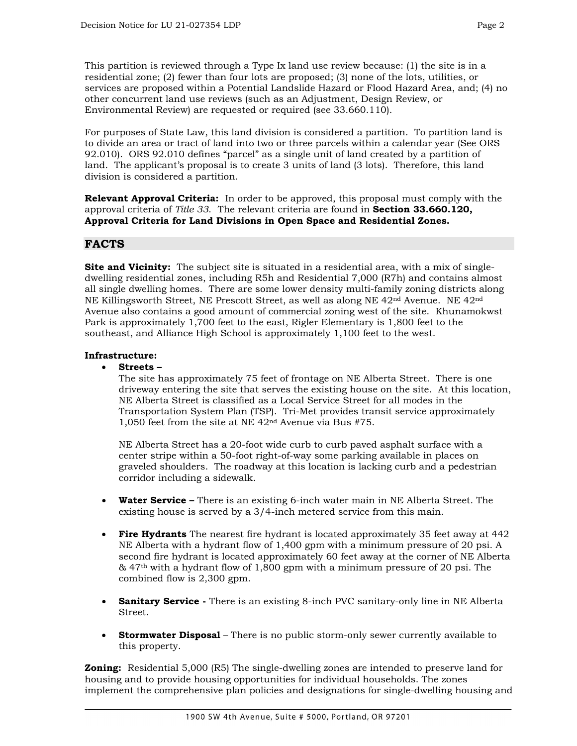This partition is reviewed through a Type Ix land use review because: (1) the site is in a residential zone; (2) fewer than four lots are proposed; (3) none of the lots, utilities, or services are proposed within a Potential Landslide Hazard or Flood Hazard Area, and; (4) no other concurrent land use reviews (such as an Adjustment, Design Review, or Environmental Review) are requested or required (see 33.660.110).

For purposes of State Law, this land division is considered a partition. To partition land is to divide an area or tract of land into two or three parcels within a calendar year (See ORS 92.010). ORS 92.010 defines "parcel" as a single unit of land created by a partition of land. The applicant's proposal is to create 3 units of land (3 lots). Therefore, this land division is considered a partition.

**Relevant Approval Criteria:** In order to be approved, this proposal must comply with the approval criteria of *Title 33*. The relevant criteria are found in **Section 33.660.120, Approval Criteria for Land Divisions in Open Space and Residential Zones.**

## FACTS

**Site and Vicinity:** The subject site is situated in a residential area, with a mix of single-dwelling residential zones, including R5h and Residential 7,000 (R7h) and contains almost all single dwelling homes. There are some lower density multi-family zoning districts along NE Killingsworth Street, NE Prescott Street, as well as along NE 42nd Avenue. NE 42nd Avenue also contains a good amount of commercial zoning west of the site. Khunamokwst Park is approximately 1,700 feet to the east, Rigler Elementary is 1,800 feet to the southeast, and Alliance High School is approximately 1,100 feet to the west.

**Infrastructure:**

- **Streets –**
  The site has approximately 75 feet of frontage on NE Alberta Street. There is one driveway entering the site that serves the existing house on the site. At this location, NE Alberta Street is classified as a Local Service Street for all modes in the Transportation System Plan (TSP). Tri-Met provides transit service approximately 1,050 feet from the site at NE 42nd Avenue via Bus #75.

  NE Alberta Street has a 20-foot wide curb to curb paved asphalt surface with a center stripe within a 50-foot right-of-way some parking available in places on graveled shoulders. The roadway at this location is lacking curb and a pedestrian corridor including a sidewalk.

- **Water Service –** There is an existing 6-inch water main in NE Alberta Street. The existing house is served by a 3/4-inch metered service from this main.

- **Fire Hydrants** The nearest fire hydrant is located approximately 35 feet away at 442 NE Alberta with a hydrant flow of 1,400 gpm with a minimum pressure of 20 psi. A second fire hydrant is located approximately 60 feet away at the corner of NE Alberta & 47th with a hydrant flow of 1,800 gpm with a minimum pressure of 20 psi. The combined flow is 2,300 gpm.

- **Sanitary Service -** There is an existing 8-inch PVC sanitary-only line in NE Alberta Street.

- **Stormwater Disposal** – There is no public storm-only sewer currently available to this property.

**Zoning:** Residential 5,000 (R5) The single-dwelling zones are intended to preserve land for housing and to provide housing opportunities for individual households. The zones implement the comprehensive plan policies and designations for single-dwelling housing and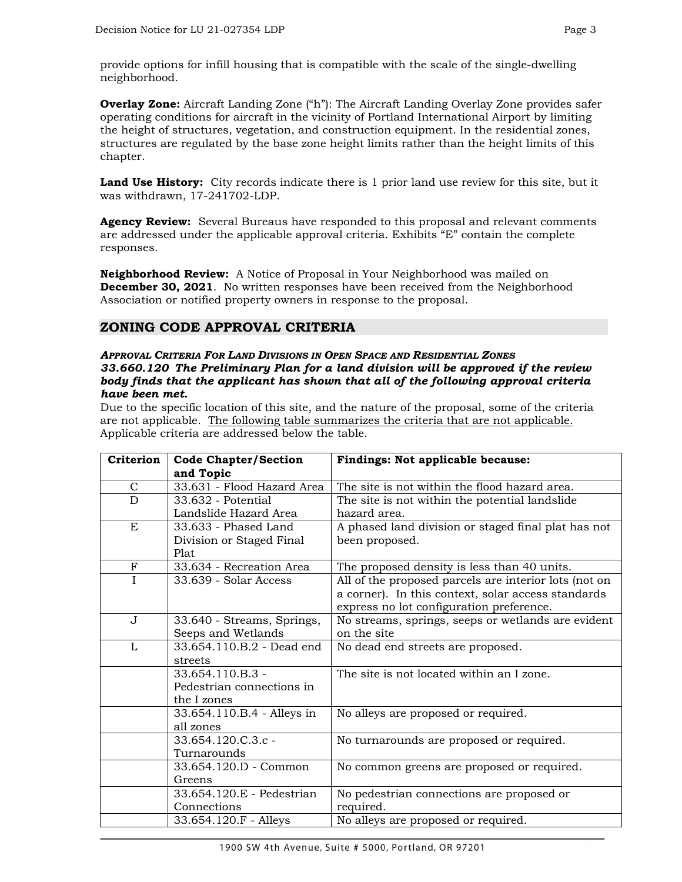provide options for infill housing that is compatible with the scale of the single-dwelling neighborhood.

**Overlay Zone:** Aircraft Landing Zone ("h"): The Aircraft Landing Overlay Zone provides safer operating conditions for aircraft in the vicinity of Portland International Airport by limiting the height of structures, vegetation, and construction equipment. In the residential zones, structures are regulated by the base zone height limits rather than the height limits of this chapter.

**Land Use History:** City records indicate there is 1 prior land use review for this site, but it was withdrawn, 17-241702-LDP.

**Agency Review:** Several Bureaus have responded to this proposal and relevant comments are addressed under the applicable approval criteria. Exhibits "E" contain the complete responses.

**Neighborhood Review:** A Notice of Proposal in Your Neighborhood was mailed on **December 30, 2021**. No written responses have been received from the Neighborhood Association or notified property owners in response to the proposal.

## ZONING CODE APPROVAL CRITERIA

***APPROVAL CRITERIA FOR LAND DIVISIONS IN OPEN SPACE AND RESIDENTIAL ZONES***
***33.660.120 The Preliminary Plan for a land division will be approved if the review body finds that the applicant has shown that all of the following approval criteria have been met.***

Due to the specific location of this site, and the nature of the proposal, some of the criteria are not applicable. The following table summarizes the criteria that are not applicable. Applicable criteria are addressed below the table.

| Criterion | Code Chapter/Section and Topic | Findings: Not applicable because: |
|---|---|---|
| C | 33.631 - Flood Hazard Area | The site is not within the flood hazard area. |
| D | 33.632 - Potential Landslide Hazard Area | The site is not within the potential landslide hazard area. |
| E | 33.633 - Phased Land Division or Staged Final Plat | A phased land division or staged final plat has not been proposed. |
| F | 33.634 - Recreation Area | The proposed density is less than 40 units. |
| I | 33.639 - Solar Access | All of the proposed parcels are interior lots (not on a corner). In this context, solar access standards express no lot configuration preference. |
| J | 33.640 - Streams, Springs, Seeps and Wetlands | No streams, springs, seeps or wetlands are evident on the site |
| L | 33.654.110.B.2 - Dead end streets | No dead end streets are proposed. |
| | 33.654.110.B.3 - Pedestrian connections in the I zones | The site is not located within an I zone. |
| | 33.654.110.B.4 - Alleys in all zones | No alleys are proposed or required. |
| | 33.654.120.C.3.c - Turnarounds | No turnarounds are proposed or required. |
| | 33.654.120.D - Common Greens | No common greens are proposed or required. |
| | 33.654.120.E - Pedestrian Connections | No pedestrian connections are proposed or required. |
| | 33.654.120.F - Alleys | No alleys are proposed or required. |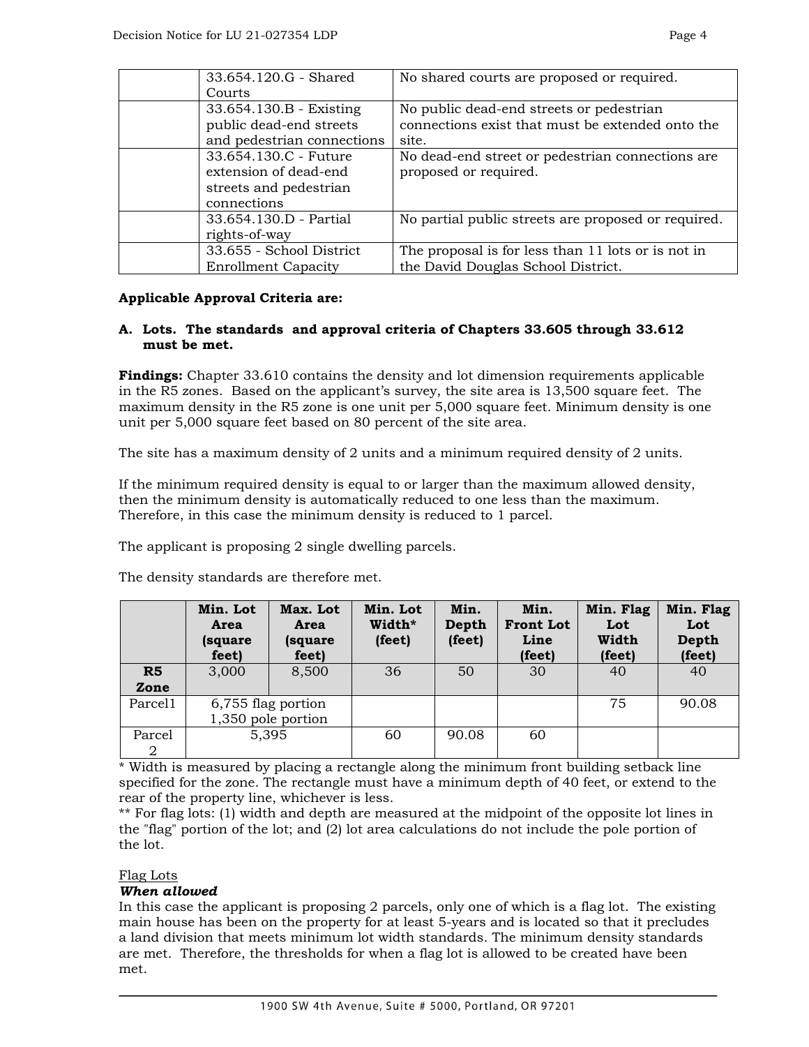| | 33.654.120.G - Shared Courts | No shared courts are proposed or required. |
|---|---|---|
| | 33.654.130.B - Existing public dead-end streets and pedestrian connections | No public dead-end streets or pedestrian connections exist that must be extended onto the site. |
| | 33.654.130.C - Future extension of dead-end streets and pedestrian connections | No dead-end street or pedestrian connections are proposed or required. |
| | 33.654.130.D - Partial rights-of-way | No partial public streets are proposed or required. |
| | 33.655 - School District Enrollment Capacity | The proposal is for less than 11 lots or is not in the David Douglas School District. |

**Applicable Approval Criteria are:**

**A. Lots. The standards and approval criteria of Chapters 33.605 through 33.612 must be met.**

**Findings:** Chapter 33.610 contains the density and lot dimension requirements applicable in the R5 zones. Based on the applicant's survey, the site area is 13,500 square feet. The maximum density in the R5 zone is one unit per 5,000 square feet. Minimum density is one unit per 5,000 square feet based on 80 percent of the site area.

The site has a maximum density of 2 units and a minimum required density of 2 units.

If the minimum required density is equal to or larger than the maximum allowed density, then the minimum density is automatically reduced to one less than the maximum. Therefore, in this case the minimum density is reduced to 1 parcel.

The applicant is proposing 2 single dwelling parcels.

The density standards are therefore met.

| | Min. Lot Area (square feet) | Max. Lot Area (square feet) | Min. Lot Width* (feet) | Min. Depth (feet) | Min. Front Lot Line (feet) | Min. Flag Lot Width (feet) | Min. Flag Lot Depth (feet) |
|---|---|---|---|---|---|---|---|
| **R5 Zone** | 3,000 | 8,500 | 36 | 50 | 30 | 40 | 40 |
| Parcel1 | 6,755 flag portion 1,350 pole portion | | | | | 75 | 90.08 |
| Parcel 2 | 5,395 | | 60 | 90.08 | 60 | | |

\* Width is measured by placing a rectangle along the minimum front building setback line specified for the zone. The rectangle must have a minimum depth of 40 feet, or extend to the rear of the property line, whichever is less.
\*\* For flag lots: (1) width and depth are measured at the midpoint of the opposite lot lines in the "flag" portion of the lot; and (2) lot area calculations do not include the pole portion of the lot.

<u>Flag Lots</u>
***When allowed***
In this case the applicant is proposing 2 parcels, only one of which is a flag lot. The existing main house has been on the property for at least 5-years and is located so that it precludes a land division that meets minimum lot width standards. The minimum density standards are met. Therefore, the thresholds for when a flag lot is allowed to be created have been met.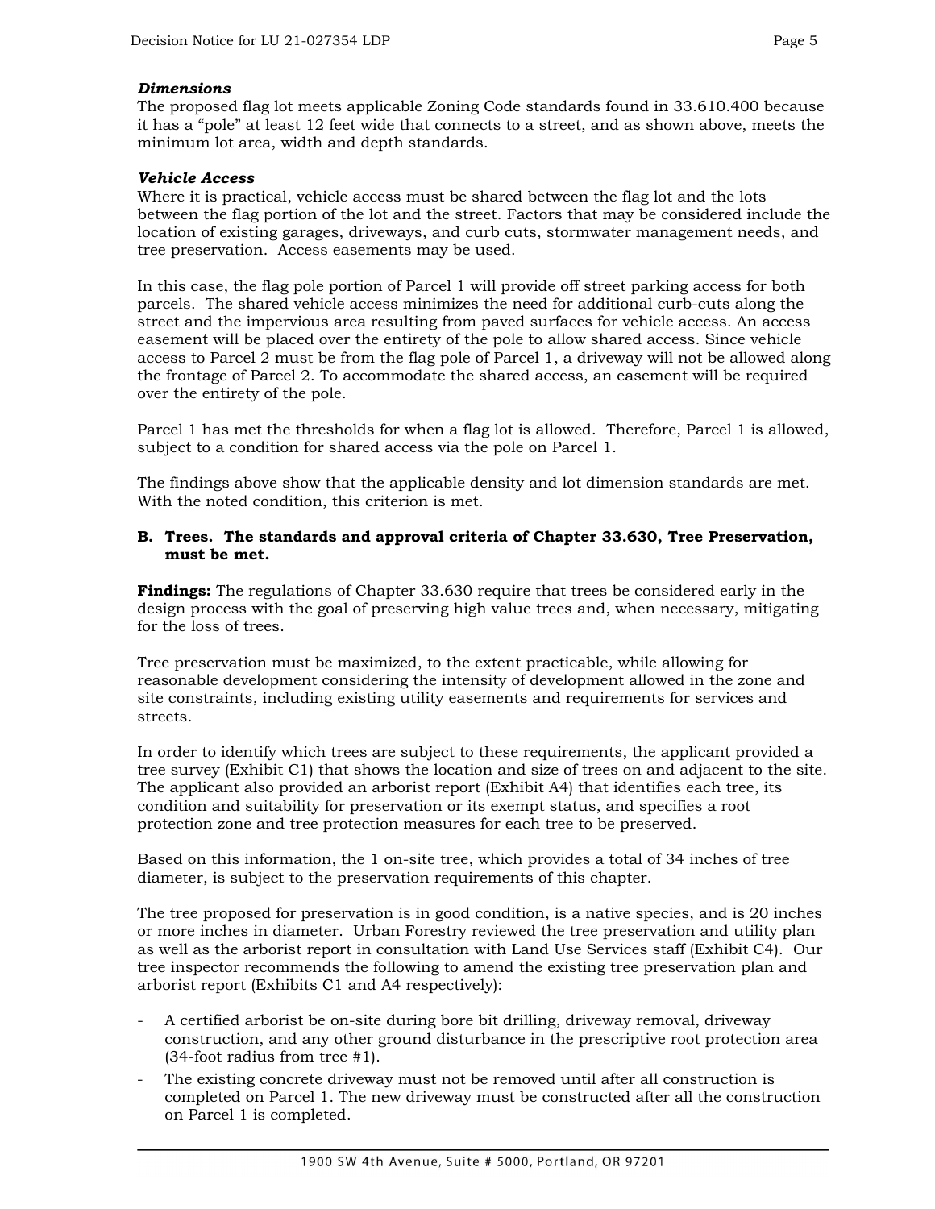***Dimensions***

The proposed flag lot meets applicable Zoning Code standards found in 33.610.400 because it has a "pole" at least 12 feet wide that connects to a street, and as shown above, meets the minimum lot area, width and depth standards.

***Vehicle Access***

Where it is practical, vehicle access must be shared between the flag lot and the lots between the flag portion of the lot and the street. Factors that may be considered include the location of existing garages, driveways, and curb cuts, stormwater management needs, and tree preservation. Access easements may be used.

In this case, the flag pole portion of Parcel 1 will provide off street parking access for both parcels. The shared vehicle access minimizes the need for additional curb-cuts along the street and the impervious area resulting from paved surfaces for vehicle access. An access easement will be placed over the entirety of the pole to allow shared access. Since vehicle access to Parcel 2 must be from the flag pole of Parcel 1, a driveway will not be allowed along the frontage of Parcel 2. To accommodate the shared access, an easement will be required over the entirety of the pole.

Parcel 1 has met the thresholds for when a flag lot is allowed. Therefore, Parcel 1 is allowed, subject to a condition for shared access via the pole on Parcel 1.

The findings above show that the applicable density and lot dimension standards are met. With the noted condition, this criterion is met.

**B. Trees. The standards and approval criteria of Chapter 33.630, Tree Preservation, must be met.**

**Findings:** The regulations of Chapter 33.630 require that trees be considered early in the design process with the goal of preserving high value trees and, when necessary, mitigating for the loss of trees.

Tree preservation must be maximized, to the extent practicable, while allowing for reasonable development considering the intensity of development allowed in the zone and site constraints, including existing utility easements and requirements for services and streets.

In order to identify which trees are subject to these requirements, the applicant provided a tree survey (Exhibit C1) that shows the location and size of trees on and adjacent to the site. The applicant also provided an arborist report (Exhibit A4) that identifies each tree, its condition and suitability for preservation or its exempt status, and specifies a root protection zone and tree protection measures for each tree to be preserved.

Based on this information, the 1 on-site tree, which provides a total of 34 inches of tree diameter, is subject to the preservation requirements of this chapter.

The tree proposed for preservation is in good condition, is a native species, and is 20 inches or more inches in diameter. Urban Forestry reviewed the tree preservation and utility plan as well as the arborist report in consultation with Land Use Services staff (Exhibit C4). Our tree inspector recommends the following to amend the existing tree preservation plan and arborist report (Exhibits C1 and A4 respectively):

- A certified arborist be on-site during bore bit drilling, driveway removal, driveway construction, and any other ground disturbance in the prescriptive root protection area (34-foot radius from tree #1).
- The existing concrete driveway must not be removed until after all construction is completed on Parcel 1. The new driveway must be constructed after all the construction on Parcel 1 is completed.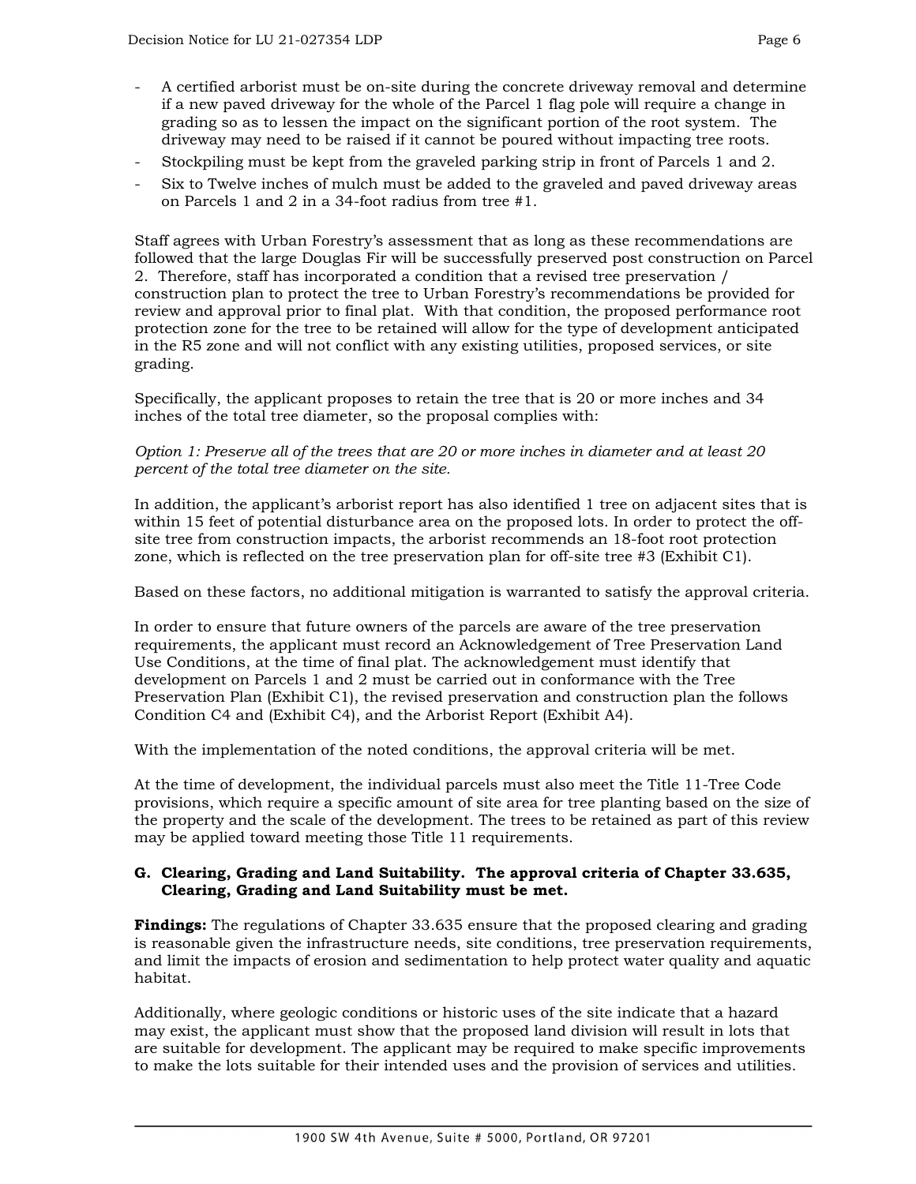- A certified arborist must be on-site during the concrete driveway removal and determine if a new paved driveway for the whole of the Parcel 1 flag pole will require a change in grading so as to lessen the impact on the significant portion of the root system. The driveway may need to be raised if it cannot be poured without impacting tree roots.
- Stockpiling must be kept from the graveled parking strip in front of Parcels 1 and 2.
- Six to Twelve inches of mulch must be added to the graveled and paved driveway areas on Parcels 1 and 2 in a 34-foot radius from tree #1.

Staff agrees with Urban Forestry's assessment that as long as these recommendations are followed that the large Douglas Fir will be successfully preserved post construction on Parcel 2. Therefore, staff has incorporated a condition that a revised tree preservation / construction plan to protect the tree to Urban Forestry's recommendations be provided for review and approval prior to final plat. With that condition, the proposed performance root protection zone for the tree to be retained will allow for the type of development anticipated in the R5 zone and will not conflict with any existing utilities, proposed services, or site grading.

Specifically, the applicant proposes to retain the tree that is 20 or more inches and 34 inches of the total tree diameter, so the proposal complies with:

*Option 1: Preserve all of the trees that are 20 or more inches in diameter and at least 20 percent of the total tree diameter on the site.*

In addition, the applicant's arborist report has also identified 1 tree on adjacent sites that is within 15 feet of potential disturbance area on the proposed lots. In order to protect the off-site tree from construction impacts, the arborist recommends an 18-foot root protection zone, which is reflected on the tree preservation plan for off-site tree #3 (Exhibit C1).

Based on these factors, no additional mitigation is warranted to satisfy the approval criteria.

In order to ensure that future owners of the parcels are aware of the tree preservation requirements, the applicant must record an Acknowledgement of Tree Preservation Land Use Conditions, at the time of final plat. The acknowledgement must identify that development on Parcels 1 and 2 must be carried out in conformance with the Tree Preservation Plan (Exhibit C1), the revised preservation and construction plan the follows Condition C4 and (Exhibit C4), and the Arborist Report (Exhibit A4).

With the implementation of the noted conditions, the approval criteria will be met.

At the time of development, the individual parcels must also meet the Title 11-Tree Code provisions, which require a specific amount of site area for tree planting based on the size of the property and the scale of the development. The trees to be retained as part of this review may be applied toward meeting those Title 11 requirements.

**G. Clearing, Grading and Land Suitability. The approval criteria of Chapter 33.635, Clearing, Grading and Land Suitability must be met.**

**Findings:** The regulations of Chapter 33.635 ensure that the proposed clearing and grading is reasonable given the infrastructure needs, site conditions, tree preservation requirements, and limit the impacts of erosion and sedimentation to help protect water quality and aquatic habitat.

Additionally, where geologic conditions or historic uses of the site indicate that a hazard may exist, the applicant must show that the proposed land division will result in lots that are suitable for development. The applicant may be required to make specific improvements to make the lots suitable for their intended uses and the provision of services and utilities.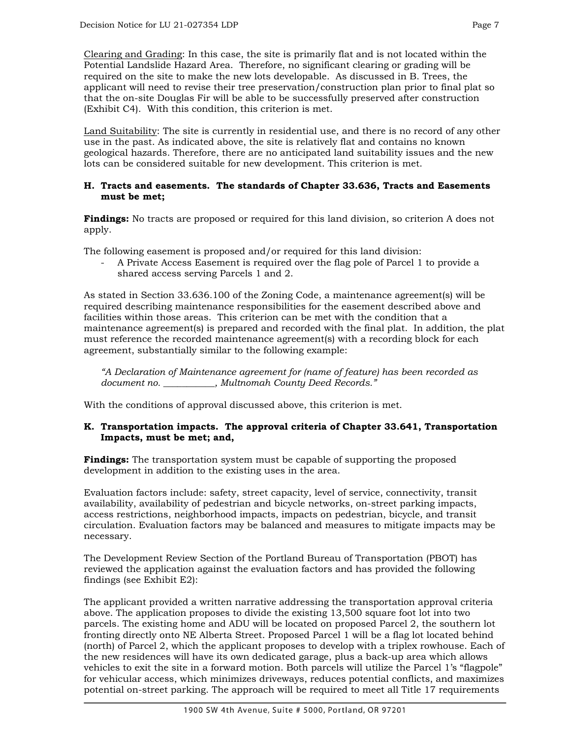Clearing and Grading: In this case, the site is primarily flat and is not located within the Potential Landslide Hazard Area. Therefore, no significant clearing or grading will be required on the site to make the new lots developable. As discussed in B. Trees, the applicant will need to revise their tree preservation/construction plan prior to final plat so that the on-site Douglas Fir will be able to be successfully preserved after construction (Exhibit C4). With this condition, this criterion is met.

Land Suitability: The site is currently in residential use, and there is no record of any other use in the past. As indicated above, the site is relatively flat and contains no known geological hazards. Therefore, there are no anticipated land suitability issues and the new lots can be considered suitable for new development. This criterion is met.

**H. Tracts and easements. The standards of Chapter 33.636, Tracts and Easements must be met;**

**Findings:** No tracts are proposed or required for this land division, so criterion A does not apply.

The following easement is proposed and/or required for this land division:

- A Private Access Easement is required over the flag pole of Parcel 1 to provide a shared access serving Parcels 1 and 2.

As stated in Section 33.636.100 of the Zoning Code, a maintenance agreement(s) will be required describing maintenance responsibilities for the easement described above and facilities within those areas. This criterion can be met with the condition that a maintenance agreement(s) is prepared and recorded with the final plat. In addition, the plat must reference the recorded maintenance agreement(s) with a recording block for each agreement, substantially similar to the following example:

*"A Declaration of Maintenance agreement for (name of feature) has been recorded as document no. ___________, Multnomah County Deed Records."*

With the conditions of approval discussed above, this criterion is met.

**K. Transportation impacts. The approval criteria of Chapter 33.641, Transportation Impacts, must be met; and,**

**Findings:** The transportation system must be capable of supporting the proposed development in addition to the existing uses in the area.

Evaluation factors include: safety, street capacity, level of service, connectivity, transit availability, availability of pedestrian and bicycle networks, on-street parking impacts, access restrictions, neighborhood impacts, impacts on pedestrian, bicycle, and transit circulation. Evaluation factors may be balanced and measures to mitigate impacts may be necessary.

The Development Review Section of the Portland Bureau of Transportation (PBOT) has reviewed the application against the evaluation factors and has provided the following findings (see Exhibit E2):

The applicant provided a written narrative addressing the transportation approval criteria above. The application proposes to divide the existing 13,500 square foot lot into two parcels. The existing home and ADU will be located on proposed Parcel 2, the southern lot fronting directly onto NE Alberta Street. Proposed Parcel 1 will be a flag lot located behind (north) of Parcel 2, which the applicant proposes to develop with a triplex rowhouse. Each of the new residences will have its own dedicated garage, plus a back-up area which allows vehicles to exit the site in a forward motion. Both parcels will utilize the Parcel 1's "flagpole" for vehicular access, which minimizes driveways, reduces potential conflicts, and maximizes potential on-street parking. The approach will be required to meet all Title 17 requirements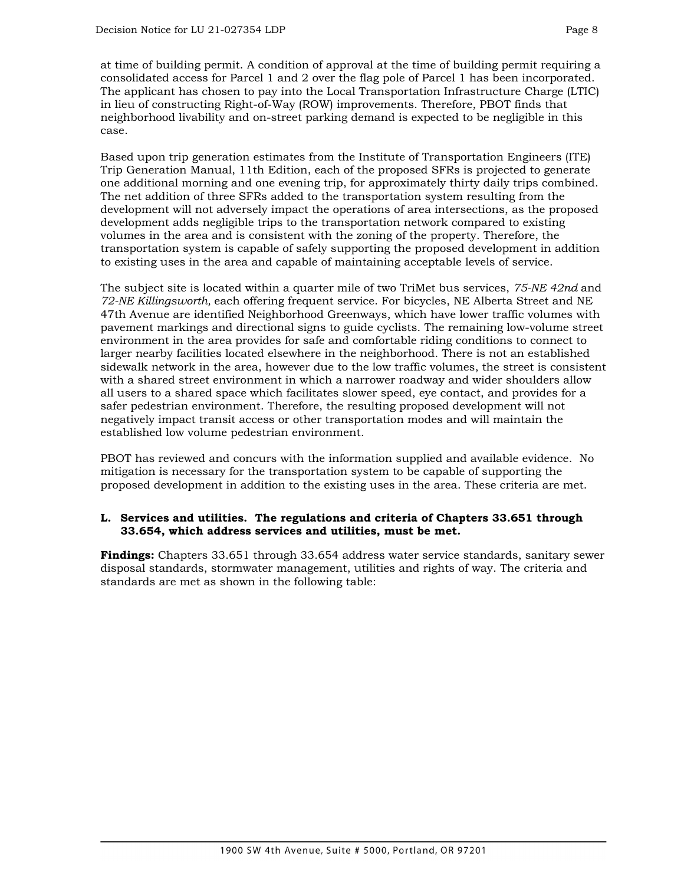at time of building permit. A condition of approval at the time of building permit requiring a consolidated access for Parcel 1 and 2 over the flag pole of Parcel 1 has been incorporated. The applicant has chosen to pay into the Local Transportation Infrastructure Charge (LTIC) in lieu of constructing Right-of-Way (ROW) improvements. Therefore, PBOT finds that neighborhood livability and on-street parking demand is expected to be negligible in this case.

Based upon trip generation estimates from the Institute of Transportation Engineers (ITE) Trip Generation Manual, 11th Edition, each of the proposed SFRs is projected to generate one additional morning and one evening trip, for approximately thirty daily trips combined. The net addition of three SFRs added to the transportation system resulting from the development will not adversely impact the operations of area intersections, as the proposed development adds negligible trips to the transportation network compared to existing volumes in the area and is consistent with the zoning of the property. Therefore, the transportation system is capable of safely supporting the proposed development in addition to existing uses in the area and capable of maintaining acceptable levels of service.

The subject site is located within a quarter mile of two TriMet bus services, *75-NE 42nd* and *72-NE Killingsworth,* each offering frequent service. For bicycles, NE Alberta Street and NE 47th Avenue are identified Neighborhood Greenways, which have lower traffic volumes with pavement markings and directional signs to guide cyclists. The remaining low-volume street environment in the area provides for safe and comfortable riding conditions to connect to larger nearby facilities located elsewhere in the neighborhood. There is not an established sidewalk network in the area, however due to the low traffic volumes, the street is consistent with a shared street environment in which a narrower roadway and wider shoulders allow all users to a shared space which facilitates slower speed, eye contact, and provides for a safer pedestrian environment. Therefore, the resulting proposed development will not negatively impact transit access or other transportation modes and will maintain the established low volume pedestrian environment.

PBOT has reviewed and concurs with the information supplied and available evidence. No mitigation is necessary for the transportation system to be capable of supporting the proposed development in addition to the existing uses in the area. These criteria are met.

**L. Services and utilities. The regulations and criteria of Chapters 33.651 through 33.654, which address services and utilities, must be met.**

**Findings:** Chapters 33.651 through 33.654 address water service standards, sanitary sewer disposal standards, stormwater management, utilities and rights of way. The criteria and standards are met as shown in the following table: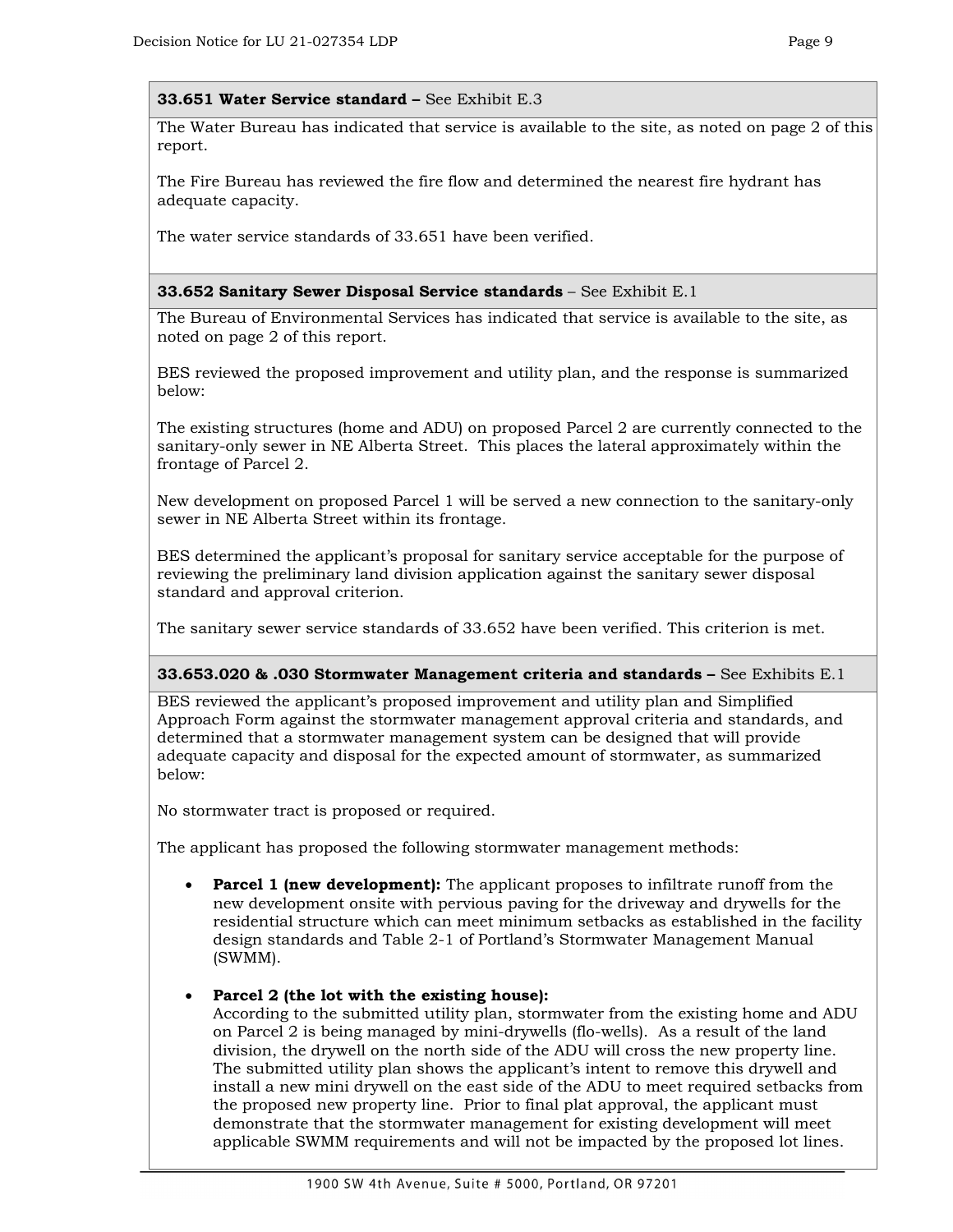**33.651 Water Service standard –** See Exhibit E.3

The Water Bureau has indicated that service is available to the site, as noted on page 2 of this report.

The Fire Bureau has reviewed the fire flow and determined the nearest fire hydrant has adequate capacity.

The water service standards of 33.651 have been verified.

**33.652 Sanitary Sewer Disposal Service standards** – See Exhibit E.1

The Bureau of Environmental Services has indicated that service is available to the site, as noted on page 2 of this report.

BES reviewed the proposed improvement and utility plan, and the response is summarized below:

The existing structures (home and ADU) on proposed Parcel 2 are currently connected to the sanitary-only sewer in NE Alberta Street. This places the lateral approximately within the frontage of Parcel 2.

New development on proposed Parcel 1 will be served a new connection to the sanitary-only sewer in NE Alberta Street within its frontage.

BES determined the applicant's proposal for sanitary service acceptable for the purpose of reviewing the preliminary land division application against the sanitary sewer disposal standard and approval criterion.

The sanitary sewer service standards of 33.652 have been verified. This criterion is met.

**33.653.020 & .030 Stormwater Management criteria and standards –** See Exhibits E.1

BES reviewed the applicant's proposed improvement and utility plan and Simplified Approach Form against the stormwater management approval criteria and standards, and determined that a stormwater management system can be designed that will provide adequate capacity and disposal for the expected amount of stormwater, as summarized below:

No stormwater tract is proposed or required.

The applicant has proposed the following stormwater management methods:

- **Parcel 1 (new development):** The applicant proposes to infiltrate runoff from the new development onsite with pervious paving for the driveway and drywells for the residential structure which can meet minimum setbacks as established in the facility design standards and Table 2-1 of Portland's Stormwater Management Manual (SWMM).

- **Parcel 2 (the lot with the existing house):**
  According to the submitted utility plan, stormwater from the existing home and ADU on Parcel 2 is being managed by mini-drywells (flo-wells). As a result of the land division, the drywell on the north side of the ADU will cross the new property line. The submitted utility plan shows the applicant's intent to remove this drywell and install a new mini drywell on the east side of the ADU to meet required setbacks from the proposed new property line. Prior to final plat approval, the applicant must demonstrate that the stormwater management for existing development will meet applicable SWMM requirements and will not be impacted by the proposed lot lines.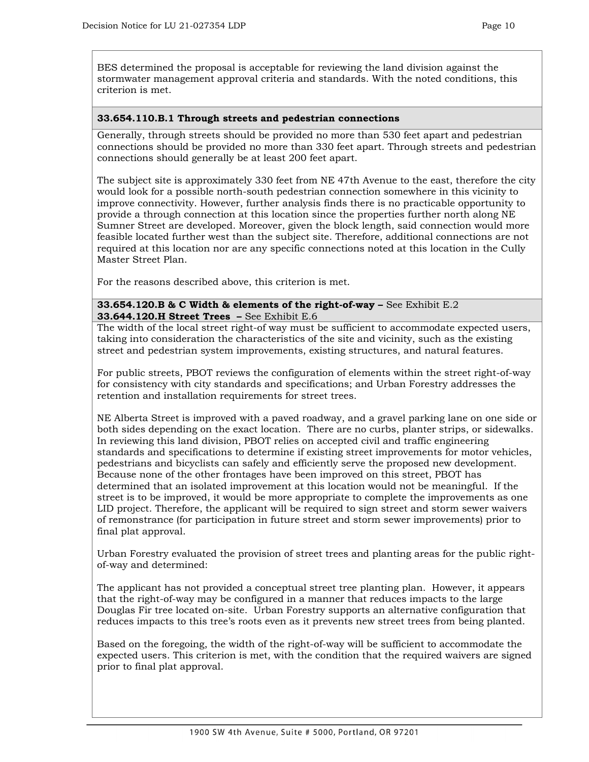BES determined the proposal is acceptable for reviewing the land division against the stormwater management approval criteria and standards. With the noted conditions, this criterion is met.

**33.654.110.B.1 Through streets and pedestrian connections**

Generally, through streets should be provided no more than 530 feet apart and pedestrian connections should be provided no more than 330 feet apart. Through streets and pedestrian connections should generally be at least 200 feet apart.

The subject site is approximately 330 feet from NE 47th Avenue to the east, therefore the city would look for a possible north-south pedestrian connection somewhere in this vicinity to improve connectivity. However, further analysis finds there is no practicable opportunity to provide a through connection at this location since the properties further north along NE Sumner Street are developed. Moreover, given the block length, said connection would more feasible located further west than the subject site. Therefore, additional connections are not required at this location nor are any specific connections noted at this location in the Cully Master Street Plan.

For the reasons described above, this criterion is met.

**33.654.120.B & C Width & elements of the right-of-way –** See Exhibit E.2
**33.644.120.H Street Trees –** See Exhibit E.6

The width of the local street right-of way must be sufficient to accommodate expected users, taking into consideration the characteristics of the site and vicinity, such as the existing street and pedestrian system improvements, existing structures, and natural features.

For public streets, PBOT reviews the configuration of elements within the street right-of-way for consistency with city standards and specifications; and Urban Forestry addresses the retention and installation requirements for street trees.

NE Alberta Street is improved with a paved roadway, and a gravel parking lane on one side or both sides depending on the exact location. There are no curbs, planter strips, or sidewalks. In reviewing this land division, PBOT relies on accepted civil and traffic engineering standards and specifications to determine if existing street improvements for motor vehicles, pedestrians and bicyclists can safely and efficiently serve the proposed new development. Because none of the other frontages have been improved on this street, PBOT has determined that an isolated improvement at this location would not be meaningful. If the street is to be improved, it would be more appropriate to complete the improvements as one LID project. Therefore, the applicant will be required to sign street and storm sewer waivers of remonstrance (for participation in future street and storm sewer improvements) prior to final plat approval.

Urban Forestry evaluated the provision of street trees and planting areas for the public right-of-way and determined:

The applicant has not provided a conceptual street tree planting plan. However, it appears that the right-of-way may be configured in a manner that reduces impacts to the large Douglas Fir tree located on-site. Urban Forestry supports an alternative configuration that reduces impacts to this tree's roots even as it prevents new street trees from being planted.

Based on the foregoing, the width of the right-of-way will be sufficient to accommodate the expected users. This criterion is met, with the condition that the required waivers are signed prior to final plat approval.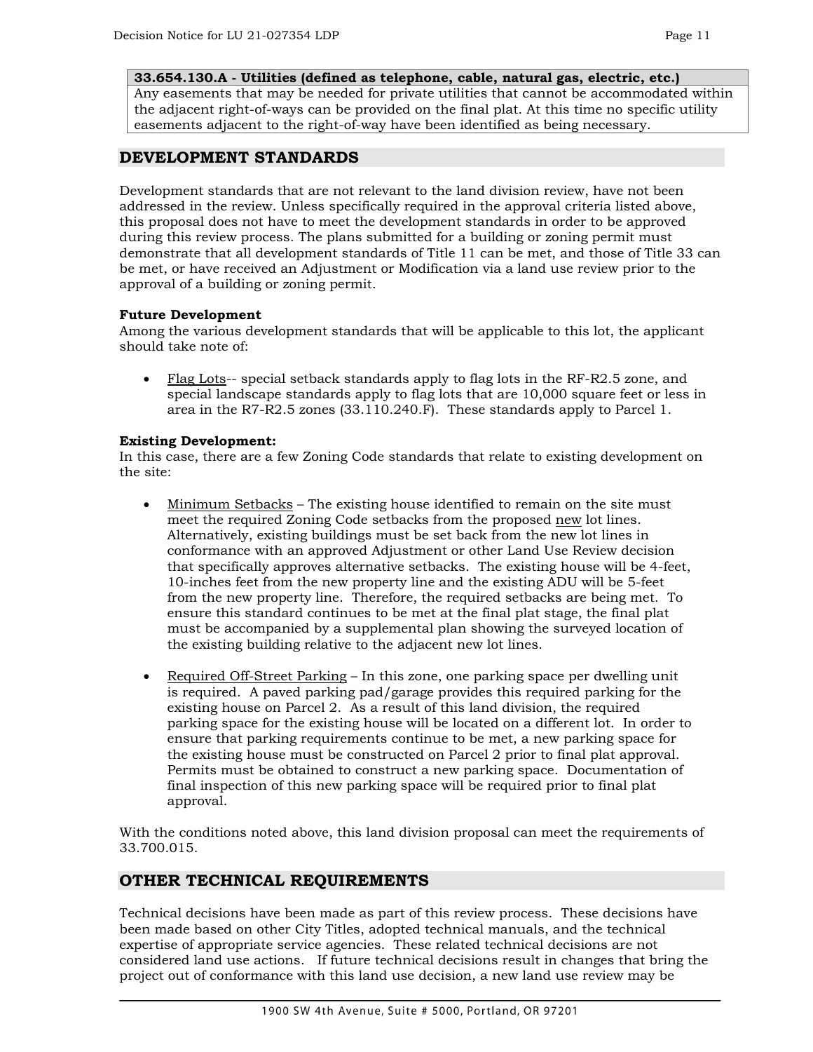| 33.654.130.A - Utilities (defined as telephone, cable, natural gas, electric, etc.) |
|---|
| Any easements that may be needed for private utilities that cannot be accommodated within the adjacent right-of-ways can be provided on the final plat. At this time no specific utility easements adjacent to the right-of-way have been identified as being necessary. |

## DEVELOPMENT STANDARDS

Development standards that are not relevant to the land division review, have not been addressed in the review. Unless specifically required in the approval criteria listed above, this proposal does not have to meet the development standards in order to be approved during this review process. The plans submitted for a building or zoning permit must demonstrate that all development standards of Title 11 can be met, and those of Title 33 can be met, or have received an Adjustment or Modification via a land use review prior to the approval of a building or zoning permit.

**Future Development**

Among the various development standards that will be applicable to this lot, the applicant should take note of:

- Flag Lots-- special setback standards apply to flag lots in the RF-R2.5 zone, and special landscape standards apply to flag lots that are 10,000 square feet or less in area in the R7-R2.5 zones (33.110.240.F). These standards apply to Parcel 1.

**Existing Development:**

In this case, there are a few Zoning Code standards that relate to existing development on the site:

- Minimum Setbacks – The existing house identified to remain on the site must meet the required Zoning Code setbacks from the proposed new lot lines. Alternatively, existing buildings must be set back from the new lot lines in conformance with an approved Adjustment or other Land Use Review decision that specifically approves alternative setbacks. The existing house will be 4-feet, 10-inches feet from the new property line and the existing ADU will be 5-feet from the new property line. Therefore, the required setbacks are being met. To ensure this standard continues to be met at the final plat stage, the final plat must be accompanied by a supplemental plan showing the surveyed location of the existing building relative to the adjacent new lot lines.

- Required Off-Street Parking – In this zone, one parking space per dwelling unit is required. A paved parking pad/garage provides this required parking for the existing house on Parcel 2. As a result of this land division, the required parking space for the existing house will be located on a different lot. In order to ensure that parking requirements continue to be met, a new parking space for the existing house must be constructed on Parcel 2 prior to final plat approval. Permits must be obtained to construct a new parking space. Documentation of final inspection of this new parking space will be required prior to final plat approval.

With the conditions noted above, this land division proposal can meet the requirements of 33.700.015.

## OTHER TECHNICAL REQUIREMENTS

Technical decisions have been made as part of this review process. These decisions have been made based on other City Titles, adopted technical manuals, and the technical expertise of appropriate service agencies. These related technical decisions are not considered land use actions. If future technical decisions result in changes that bring the project out of conformance with this land use decision, a new land use review may be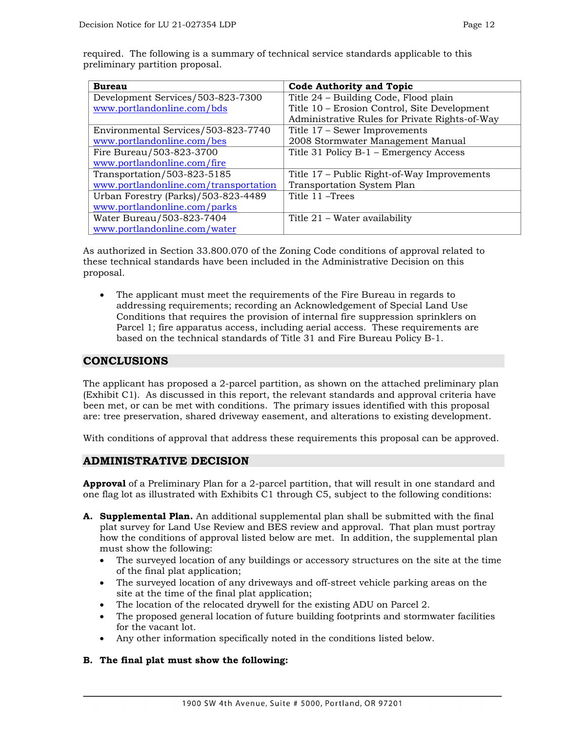required. The following is a summary of technical service standards applicable to this preliminary partition proposal.

| Bureau | Code Authority and Topic |
|---|---|
| Development Services/503-823-7300 www.portlandonline.com/bds | Title 24 – Building Code, Flood plain<br>Title 10 – Erosion Control, Site Development<br>Administrative Rules for Private Rights-of-Way |
| Environmental Services/503-823-7740 www.portlandonline.com/bes | Title 17 – Sewer Improvements<br>2008 Stormwater Management Manual |
| Fire Bureau/503-823-3700 www.portlandonline.com/fire | Title 31 Policy B-1 – Emergency Access |
| Transportation/503-823-5185 www.portlandonline.com/transportation | Title 17 – Public Right-of-Way Improvements<br>Transportation System Plan |
| Urban Forestry (Parks)/503-823-4489 www.portlandonline.com/parks | Title 11 –Trees |
| Water Bureau/503-823-7404 www.portlandonline.com/water | Title 21 – Water availability |

As authorized in Section 33.800.070 of the Zoning Code conditions of approval related to these technical standards have been included in the Administrative Decision on this proposal.

- The applicant must meet the requirements of the Fire Bureau in regards to addressing requirements; recording an Acknowledgement of Special Land Use Conditions that requires the provision of internal fire suppression sprinklers on Parcel 1; fire apparatus access, including aerial access. These requirements are based on the technical standards of Title 31 and Fire Bureau Policy B-1.

## CONCLUSIONS

The applicant has proposed a 2-parcel partition, as shown on the attached preliminary plan (Exhibit C1). As discussed in this report, the relevant standards and approval criteria have been met, or can be met with conditions. The primary issues identified with this proposal are: tree preservation, shared driveway easement, and alterations to existing development.

With conditions of approval that address these requirements this proposal can be approved.

## ADMINISTRATIVE DECISION

**Approval** of a Preliminary Plan for a 2-parcel partition, that will result in one standard and one flag lot as illustrated with Exhibits C1 through C5, subject to the following conditions:

**A. Supplemental Plan.** An additional supplemental plan shall be submitted with the final plat survey for Land Use Review and BES review and approval. That plan must portray how the conditions of approval listed below are met. In addition, the supplemental plan must show the following:

- The surveyed location of any buildings or accessory structures on the site at the time of the final plat application;
- The surveyed location of any driveways and off-street vehicle parking areas on the site at the time of the final plat application;
- The location of the relocated drywell for the existing ADU on Parcel 2.
- The proposed general location of future building footprints and stormwater facilities for the vacant lot.
- Any other information specifically noted in the conditions listed below.

**B. The final plat must show the following:**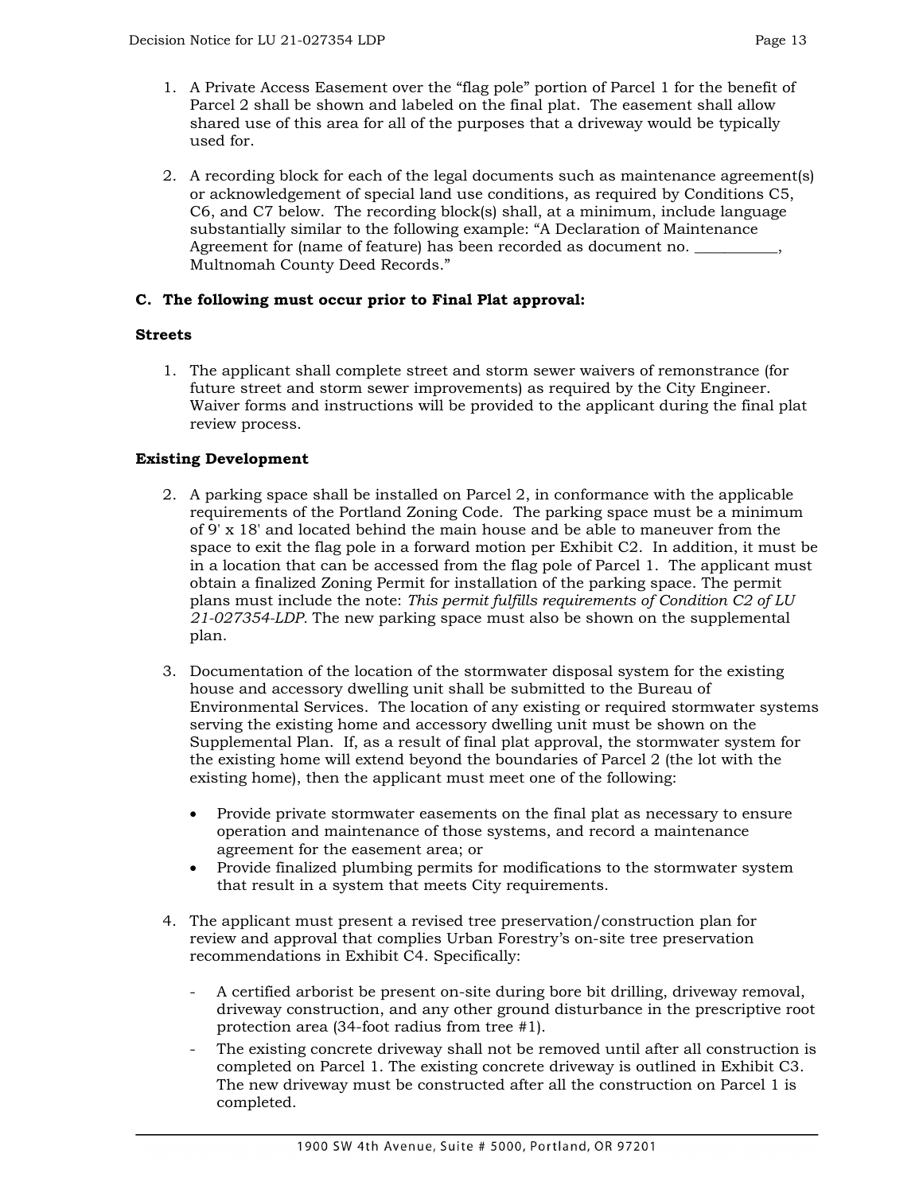1. A Private Access Easement over the "flag pole" portion of Parcel 1 for the benefit of Parcel 2 shall be shown and labeled on the final plat. The easement shall allow shared use of this area for all of the purposes that a driveway would be typically used for.

2. A recording block for each of the legal documents such as maintenance agreement(s) or acknowledgement of special land use conditions, as required by Conditions C5, C6, and C7 below. The recording block(s) shall, at a minimum, include language substantially similar to the following example: "A Declaration of Maintenance Agreement for (name of feature) has been recorded as document no. ___________, Multnomah County Deed Records."

**C. The following must occur prior to Final Plat approval:**

**Streets**

1. The applicant shall complete street and storm sewer waivers of remonstrance (for future street and storm sewer improvements) as required by the City Engineer. Waiver forms and instructions will be provided to the applicant during the final plat review process.

**Existing Development**

2. A parking space shall be installed on Parcel 2, in conformance with the applicable requirements of the Portland Zoning Code. The parking space must be a minimum of 9' x 18' and located behind the main house and be able to maneuver from the space to exit the flag pole in a forward motion per Exhibit C2. In addition, it must be in a location that can be accessed from the flag pole of Parcel 1. The applicant must obtain a finalized Zoning Permit for installation of the parking space. The permit plans must include the note: *This permit fulfills requirements of Condition C2 of LU 21-027354-LDP.* The new parking space must also be shown on the supplemental plan.

3. Documentation of the location of the stormwater disposal system for the existing house and accessory dwelling unit shall be submitted to the Bureau of Environmental Services. The location of any existing or required stormwater systems serving the existing home and accessory dwelling unit must be shown on the Supplemental Plan. If, as a result of final plat approval, the stormwater system for the existing home will extend beyond the boundaries of Parcel 2 (the lot with the existing home), then the applicant must meet one of the following:

   - Provide private stormwater easements on the final plat as necessary to ensure operation and maintenance of those systems, and record a maintenance agreement for the easement area; or
   - Provide finalized plumbing permits for modifications to the stormwater system that result in a system that meets City requirements.

4. The applicant must present a revised tree preservation/construction plan for review and approval that complies Urban Forestry's on-site tree preservation recommendations in Exhibit C4. Specifically:

   - A certified arborist be present on-site during bore bit drilling, driveway removal, driveway construction, and any other ground disturbance in the prescriptive root protection area (34-foot radius from tree #1).
   - The existing concrete driveway shall not be removed until after all construction is completed on Parcel 1. The existing concrete driveway is outlined in Exhibit C3. The new driveway must be constructed after all the construction on Parcel 1 is completed.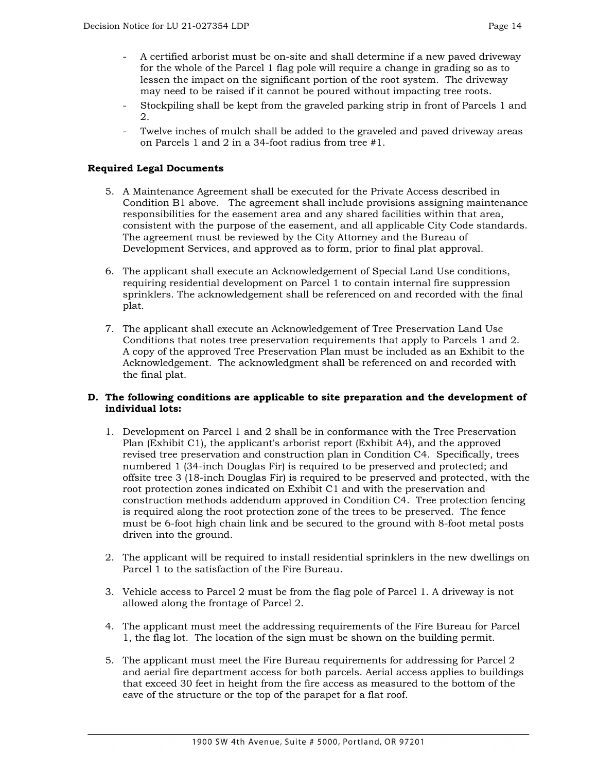- A certified arborist must be on-site and shall determine if a new paved driveway for the whole of the Parcel 1 flag pole will require a change in grading so as to lessen the impact on the significant portion of the root system. The driveway may need to be raised if it cannot be poured without impacting tree roots.
- Stockpiling shall be kept from the graveled parking strip in front of Parcels 1 and 2.
- Twelve inches of mulch shall be added to the graveled and paved driveway areas on Parcels 1 and 2 in a 34-foot radius from tree #1.

**Required Legal Documents**

5. A Maintenance Agreement shall be executed for the Private Access described in Condition B1 above. The agreement shall include provisions assigning maintenance responsibilities for the easement area and any shared facilities within that area, consistent with the purpose of the easement, and all applicable City Code standards. The agreement must be reviewed by the City Attorney and the Bureau of Development Services, and approved as to form, prior to final plat approval.

6. The applicant shall execute an Acknowledgement of Special Land Use conditions, requiring residential development on Parcel 1 to contain internal fire suppression sprinklers. The acknowledgement shall be referenced on and recorded with the final plat.

7. The applicant shall execute an Acknowledgement of Tree Preservation Land Use Conditions that notes tree preservation requirements that apply to Parcels 1 and 2. A copy of the approved Tree Preservation Plan must be included as an Exhibit to the Acknowledgement. The acknowledgment shall be referenced on and recorded with the final plat.

**D. The following conditions are applicable to site preparation and the development of individual lots:**

1. Development on Parcel 1 and 2 shall be in conformance with the Tree Preservation Plan (Exhibit C1), the applicant's arborist report (Exhibit A4), and the approved revised tree preservation and construction plan in Condition C4. Specifically, trees numbered 1 (34-inch Douglas Fir) is required to be preserved and protected; and offsite tree 3 (18-inch Douglas Fir) is required to be preserved and protected, with the root protection zones indicated on Exhibit C1 and with the preservation and construction methods addendum approved in Condition C4. Tree protection fencing is required along the root protection zone of the trees to be preserved. The fence must be 6-foot high chain link and be secured to the ground with 8-foot metal posts driven into the ground.

2. The applicant will be required to install residential sprinklers in the new dwellings on Parcel 1 to the satisfaction of the Fire Bureau.

3. Vehicle access to Parcel 2 must be from the flag pole of Parcel 1. A driveway is not allowed along the frontage of Parcel 2.

4. The applicant must meet the addressing requirements of the Fire Bureau for Parcel 1, the flag lot. The location of the sign must be shown on the building permit.

5. The applicant must meet the Fire Bureau requirements for addressing for Parcel 2 and aerial fire department access for both parcels. Aerial access applies to buildings that exceed 30 feet in height from the fire access as measured to the bottom of the eave of the structure or the top of the parapet for a flat roof.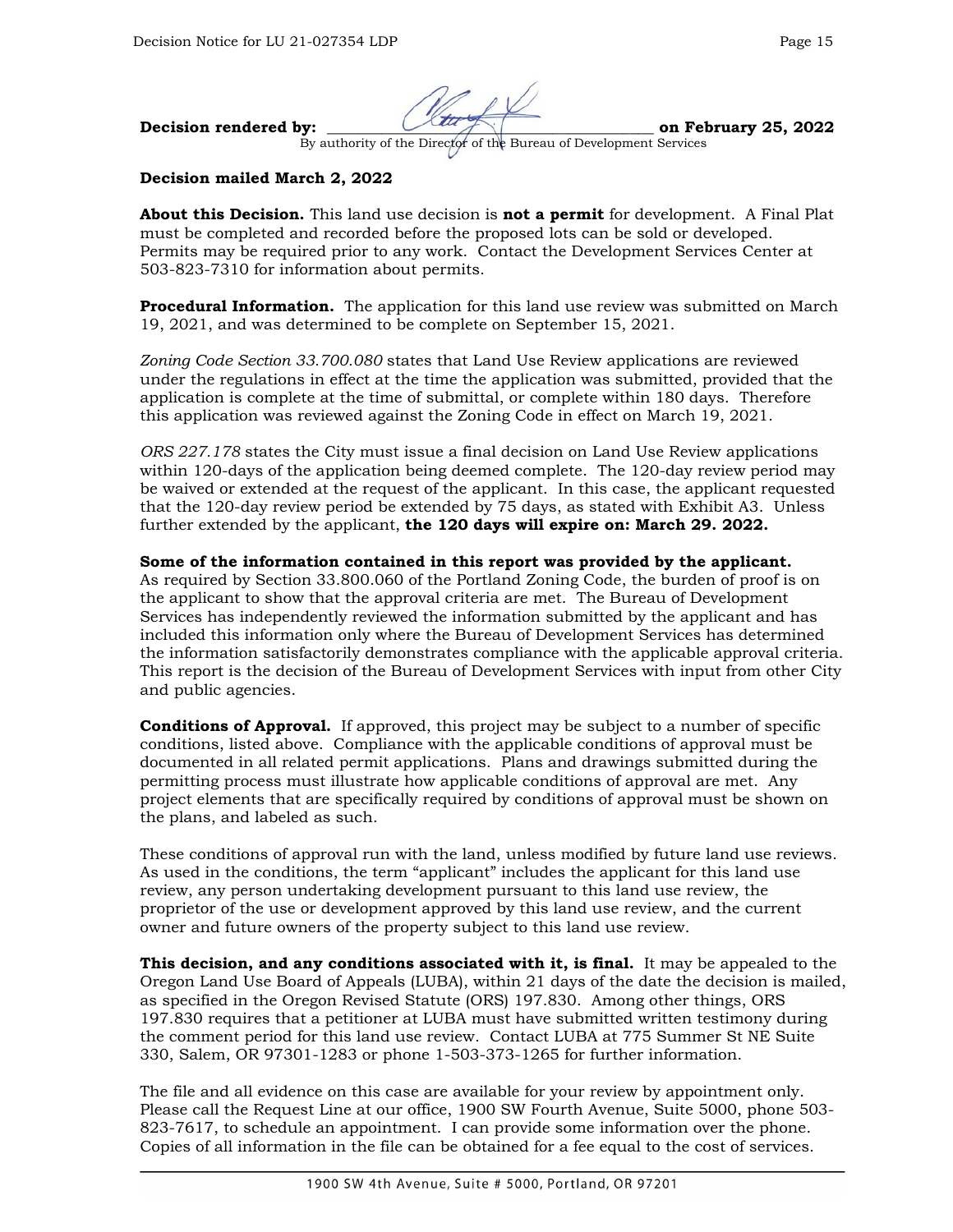**Decision rendered by:** ______________________________ **on February 25, 2022**
By authority of the Director of the Bureau of Development Services

**Decision mailed March 2, 2022**

**About this Decision.** This land use decision is **not a permit** for development. A Final Plat must be completed and recorded before the proposed lots can be sold or developed. Permits may be required prior to any work. Contact the Development Services Center at 503-823-7310 for information about permits.

**Procedural Information.** The application for this land use review was submitted on March 19, 2021, and was determined to be complete on September 15, 2021.

*Zoning Code Section 33.700.080* states that Land Use Review applications are reviewed under the regulations in effect at the time the application was submitted, provided that the application is complete at the time of submittal, or complete within 180 days. Therefore this application was reviewed against the Zoning Code in effect on March 19, 2021.

*ORS 227.178* states the City must issue a final decision on Land Use Review applications within 120-days of the application being deemed complete. The 120-day review period may be waived or extended at the request of the applicant. In this case, the applicant requested that the 120-day review period be extended by 75 days, as stated with Exhibit A3. Unless further extended by the applicant, **the 120 days will expire on: March 29. 2022.**

**Some of the information contained in this report was provided by the applicant.** As required by Section 33.800.060 of the Portland Zoning Code, the burden of proof is on the applicant to show that the approval criteria are met. The Bureau of Development Services has independently reviewed the information submitted by the applicant and has included this information only where the Bureau of Development Services has determined the information satisfactorily demonstrates compliance with the applicable approval criteria. This report is the decision of the Bureau of Development Services with input from other City and public agencies.

**Conditions of Approval.** If approved, this project may be subject to a number of specific conditions, listed above. Compliance with the applicable conditions of approval must be documented in all related permit applications. Plans and drawings submitted during the permitting process must illustrate how applicable conditions of approval are met. Any project elements that are specifically required by conditions of approval must be shown on the plans, and labeled as such.

These conditions of approval run with the land, unless modified by future land use reviews. As used in the conditions, the term "applicant" includes the applicant for this land use review, any person undertaking development pursuant to this land use review, the proprietor of the use or development approved by this land use review, and the current owner and future owners of the property subject to this land use review.

**This decision, and any conditions associated with it, is final.** It may be appealed to the Oregon Land Use Board of Appeals (LUBA), within 21 days of the date the decision is mailed, as specified in the Oregon Revised Statute (ORS) 197.830. Among other things, ORS 197.830 requires that a petitioner at LUBA must have submitted written testimony during the comment period for this land use review. Contact LUBA at 775 Summer St NE Suite 330, Salem, OR 97301-1283 or phone 1-503-373-1265 for further information.

The file and all evidence on this case are available for your review by appointment only. Please call the Request Line at our office, 1900 SW Fourth Avenue, Suite 5000, phone 503-823-7617, to schedule an appointment. I can provide some information over the phone. Copies of all information in the file can be obtained for a fee equal to the cost of services.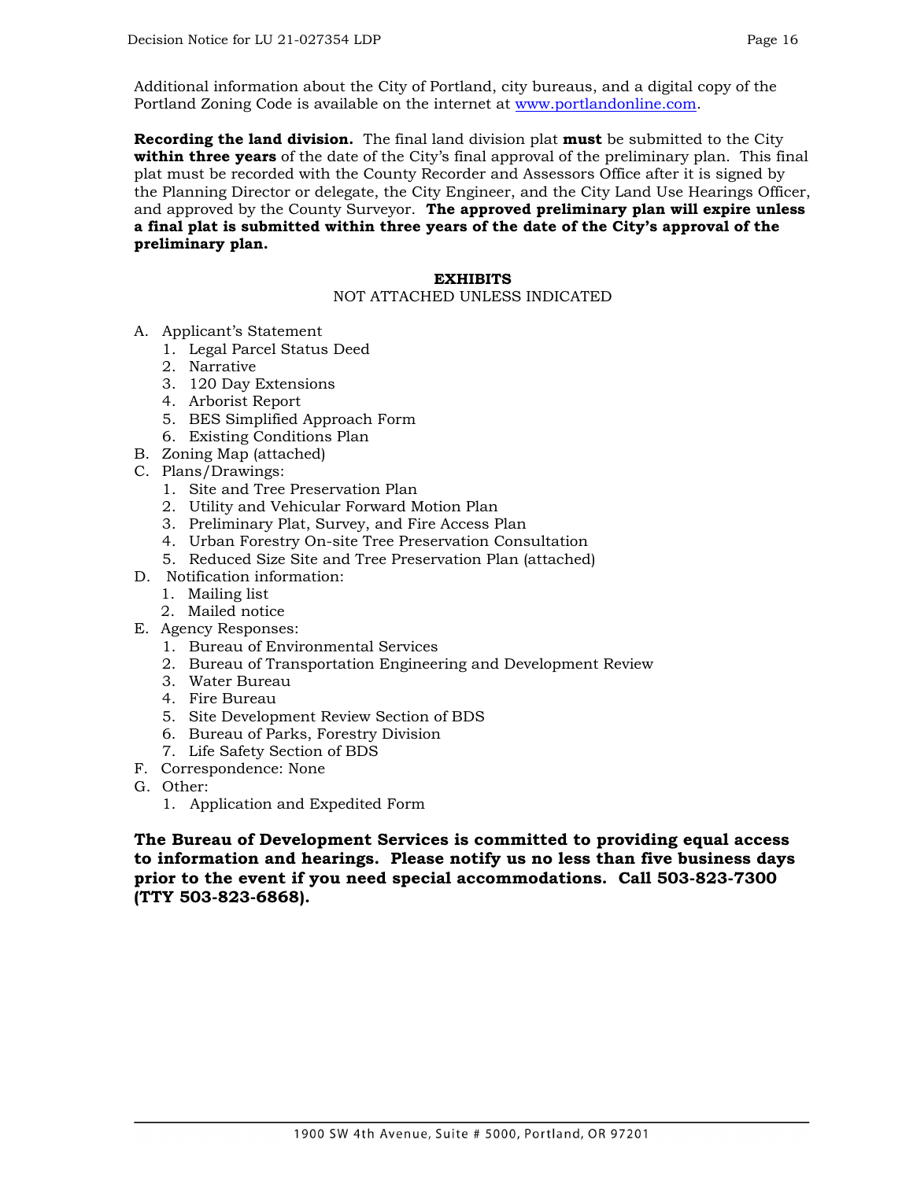Additional information about the City of Portland, city bureaus, and a digital copy of the Portland Zoning Code is available on the internet at www.portlandonline.com.

**Recording the land division.** The final land division plat **must** be submitted to the City **within three years** of the date of the City's final approval of the preliminary plan. This final plat must be recorded with the County Recorder and Assessors Office after it is signed by the Planning Director or delegate, the City Engineer, and the City Land Use Hearings Officer, and approved by the County Surveyor. **The approved preliminary plan will expire unless a final plat is submitted within three years of the date of the City's approval of the preliminary plan.**

**EXHIBITS**

NOT ATTACHED UNLESS INDICATED

A. Applicant's Statement
   1. Legal Parcel Status Deed
   2. Narrative
   3. 120 Day Extensions
   4. Arborist Report
   5. BES Simplified Approach Form
   6. Existing Conditions Plan
B. Zoning Map (attached)
C. Plans/Drawings:
   1. Site and Tree Preservation Plan
   2. Utility and Vehicular Forward Motion Plan
   3. Preliminary Plat, Survey, and Fire Access Plan
   4. Urban Forestry On-site Tree Preservation Consultation
   5. Reduced Size Site and Tree Preservation Plan (attached)
D. Notification information:
   1. Mailing list
   2. Mailed notice
E. Agency Responses:
   1. Bureau of Environmental Services
   2. Bureau of Transportation Engineering and Development Review
   3. Water Bureau
   4. Fire Bureau
   5. Site Development Review Section of BDS
   6. Bureau of Parks, Forestry Division
   7. Life Safety Section of BDS
F. Correspondence: None
G. Other:
   1. Application and Expedited Form

**The Bureau of Development Services is committed to providing equal access to information and hearings. Please notify us no less than five business days prior to the event if you need special accommodations. Call 503-823-7300 (TTY 503-823-6868).**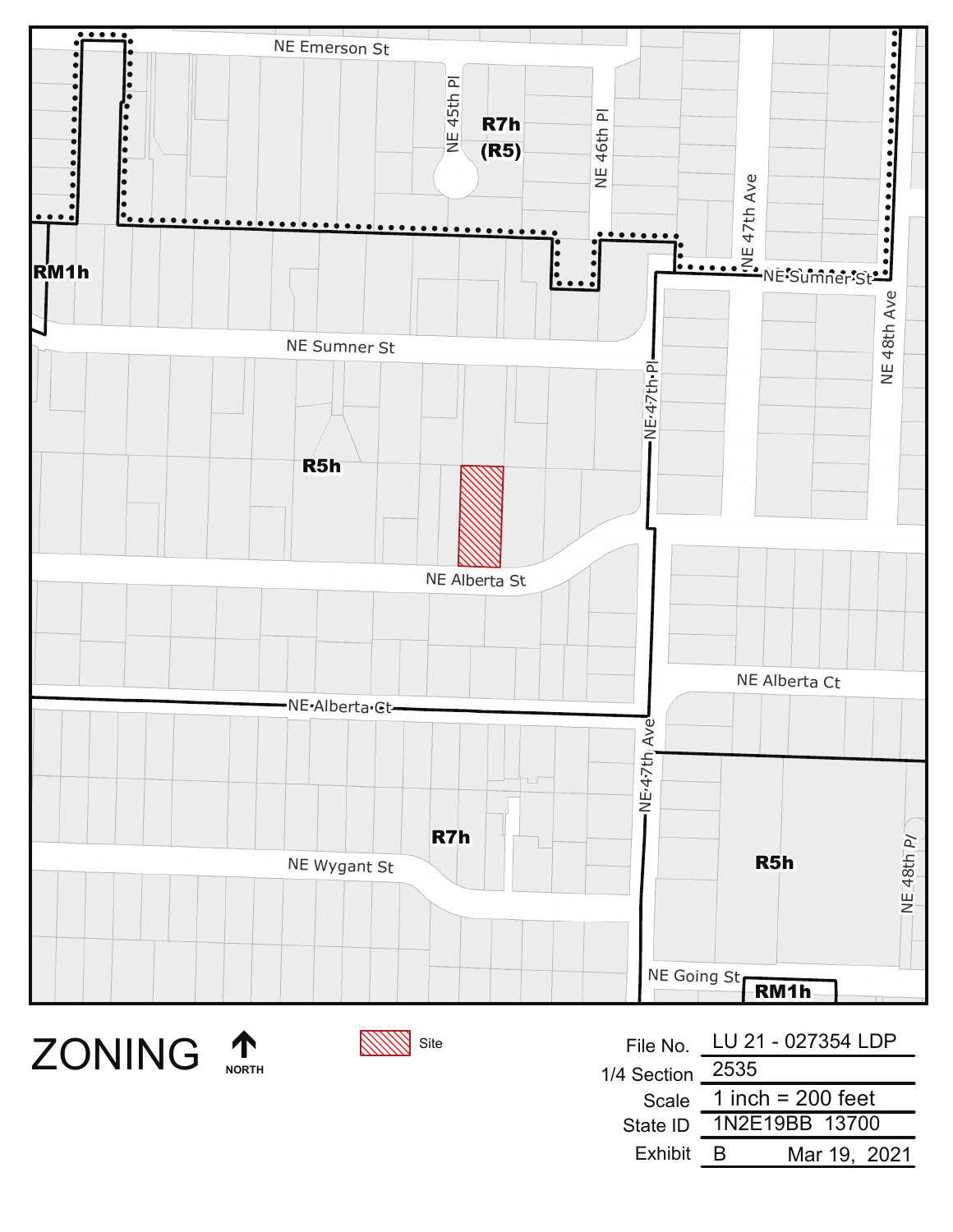NE Emerson St

NE 45th Pl

NE 46th Pl

NE 47th Ave

NE 48th Ave

NE Sumner St

NE Sumner St

NE 47th Pl

NE Alberta St

NE Alberta Ct

NE Alberta Ct

NE 47th Ave

NE Wygant St

NE Going St

NE 48th Pl

**R7h**
**(R5)**

**RM1h**

**R5h**

**R7h**

**R5h**

**RM1h**

# ZONING

NORTH

Site

| | |
|---|---|
| File No. | LU 21 - 027354 LDP |
| 1/4 Section | 2535 |
| Scale | 1 inch = 200 feet |
| State ID | 1N2E19BB 13700 |
| Exhibit | B Mar 19, 2021 |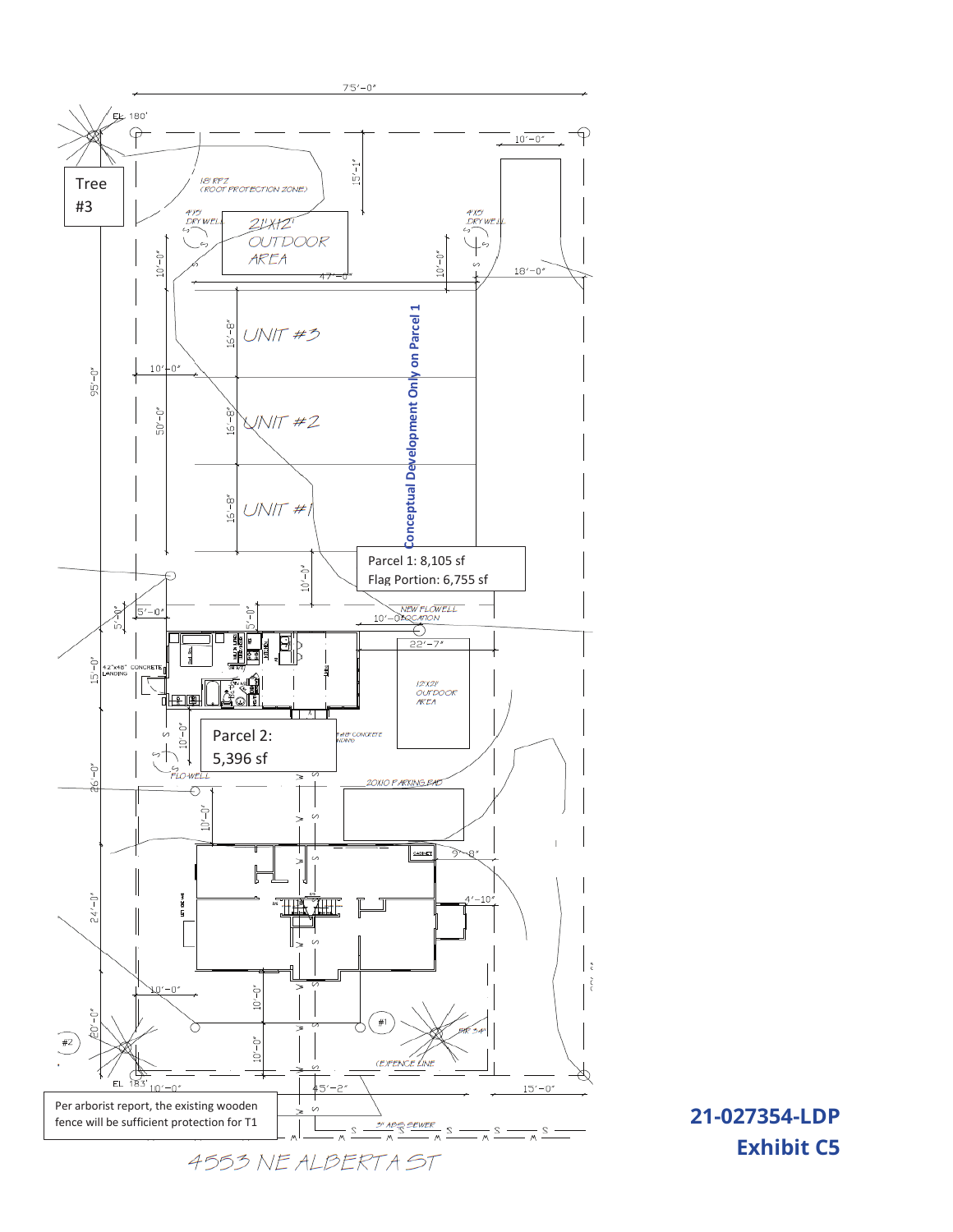75'-0"

EL 180'

Tree #3

18' RPZ (ROOT PROTECTION ZONE)

15'-1"

10'-0"

4'X5' DRY WELL

21'X12' OUTDOOR AREA

4'X5' DRY WELL

10'-0"

10'-0"

47'-0"

18'-0"

UNIT #3

16'-8"

10'-0"

95'-0"

50'-0"

UNIT #2

16'-8"

Conceptual Development Only on Parcel 1

UNIT #1

16'-8"

Parcel 1: 8,105 sf
Flag Portion: 6,755 sf

10'-0"

5'-0"

5'-0"

5'-0"

NEW FLOWELL 10'-0" LOCATION

22'-7"

15'-0"

42"x48" CONCRETE LANDING

12'X21' OUTDOOR AREA

10'-0"

Parcel 2:
5,396 sf

48" CONCRETE LANDING

FLOWELL

26'-0"

20X10 PARKING PAD

10'-0"

9'-8"

24'-0"

4'-10"

10'-0"

10'-0"

#1

#2

20'-0"

10'-0"

(E) FENCE LINE

EL 183'

10'-0"

45'-2"

15'-0"

Per arborist report, the existing wooden fence will be sufficient protection for T1

3" ABS SEWER

4553 NE ALBERTA ST

**21-027354-LDP**

**Exhibit C5**